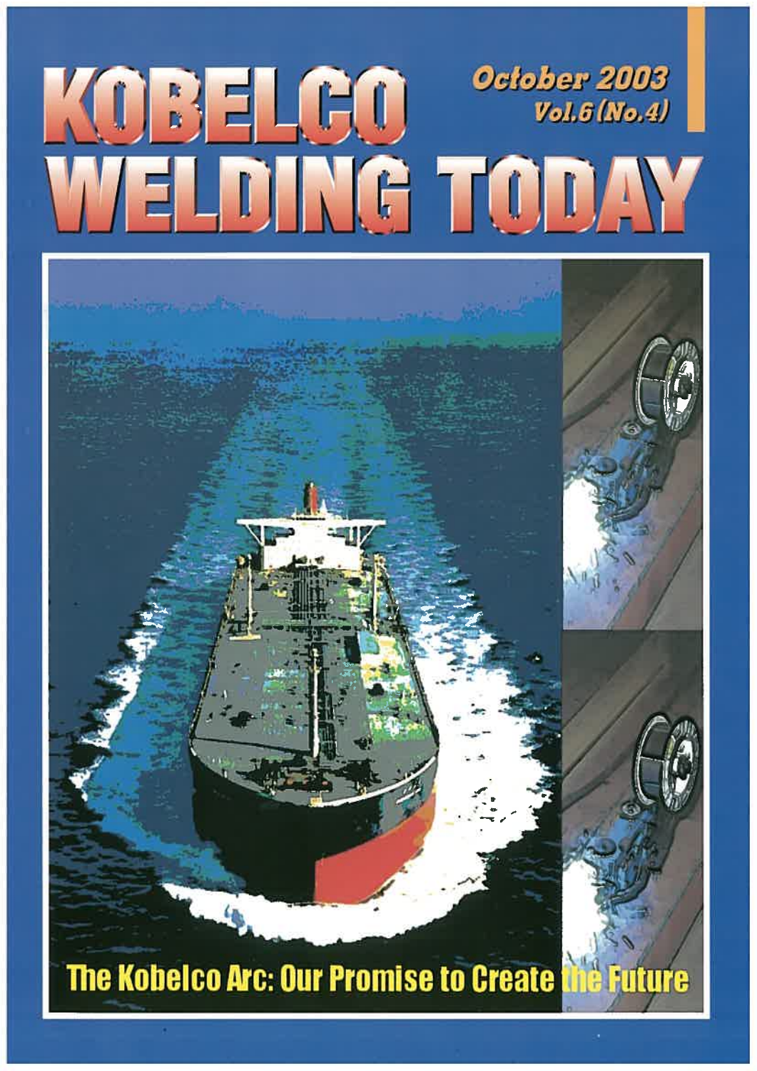# KOBELCO WELDING TODAY

October 2003
Vol.6 (No.4)

The Kobelco Arc: Our Promise to Create the Future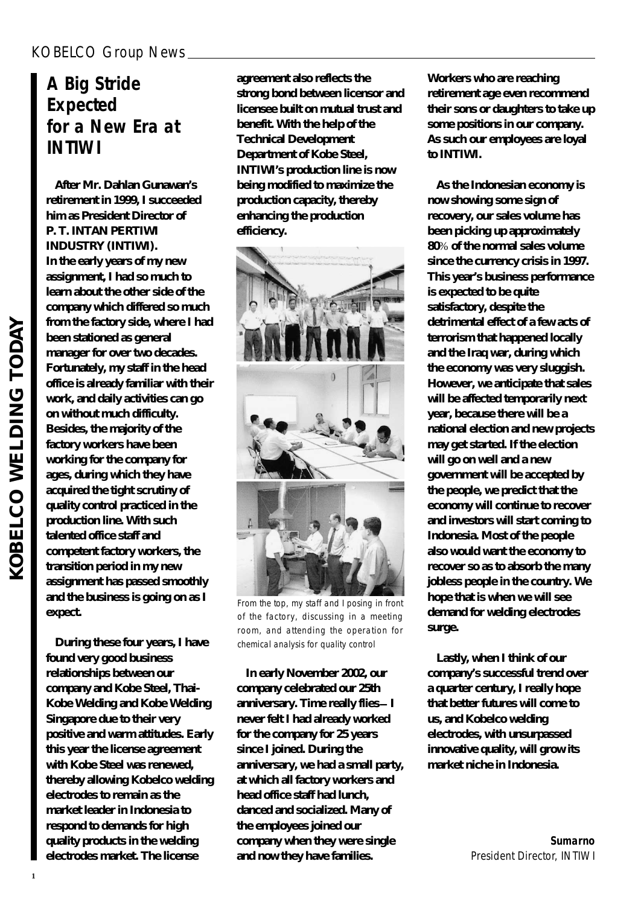# A Big Stride Expected for a New Era at INTIWI

After Mr. Dahlan Gunawan's retirement in 1999, I succeeded him as President Director of P. T. INTAN PERTIWI INDUSTRY (INTIWI). In the early years of my new assignment, I had so much to learn about the other side of the company which differed so much from the factory side, where I had been stationed as general manager for over two decades. Fortunately, my staff in the head office is already familiar with their work, and daily activities can go on without much difficulty. Besides, the majority of the factory workers have been working for the company for ages, during which they have acquired the tight scrutiny of quality control practiced in the production line. With such talented office staff and competent factory workers, the transition period in my new assignment has passed smoothly and the business is going on as I expect.

During these four years, I have found very good business relationships between our company and Kobe Steel, Thai-Kobe Welding and Kobe Welding Singapore due to their very positive and warm attitudes. Early this year the license agreement with Kobe Steel was renewed, thereby allowing Kobelco welding electrodes to remain as the market leader in Indonesia to respond to demands for high quality products in the welding electrodes market. The license agreement also reflects the strong bond between licensor and licensee built on mutual trust and benefit. With the help of the Technical Development Department of Kobe Steel, INTIWI's production line is now being modified to maximize the production capacity, thereby enhancing the production efficiency.

From the top, my staff and I posing in front of the factory, discussing in a meeting room, and attending the operation for chemical analysis for quality control

In early November 2002, our company celebrated our 25th anniversary. Time really flies—I never felt I had already worked for the company for 25 years since I joined. During the anniversary, we had a small party, at which all factory workers and head office staff had lunch, danced and socialized. Many of the employees joined our company when they were single and now they have families. Workers who are reaching retirement age even recommend their sons or daughters to take up some positions in our company. As such our employees are loyal to INTIWI.

As the Indonesian economy is now showing some sign of recovery, our sales volume has been picking up approximately 80% of the normal sales volume since the currency crisis in 1997. This year's business performance is expected to be quite satisfactory, despite the detrimental effect of a few acts of terrorism that happened locally and the Iraq war, during which the economy was very sluggish. However, we anticipate that sales will be affected temporarily next year, because there will be a national election and new projects may get started. If the election will go on well and a new government will be accepted by the people, we predict that the economy will continue to recover and investors will start coming to Indonesia. Most of the people also would want the economy to recover so as to absorb the many jobless people in the country. We hope that is when we will see demand for welding electrodes surge.

Lastly, when I think of our company's successful trend over a quarter century, I really hope that better futures will come to us, and Kobelco welding electrodes, with unsurpassed innovative quality, will grow its market niche in Indonesia.

**Sumarno**
President Director, INTIWI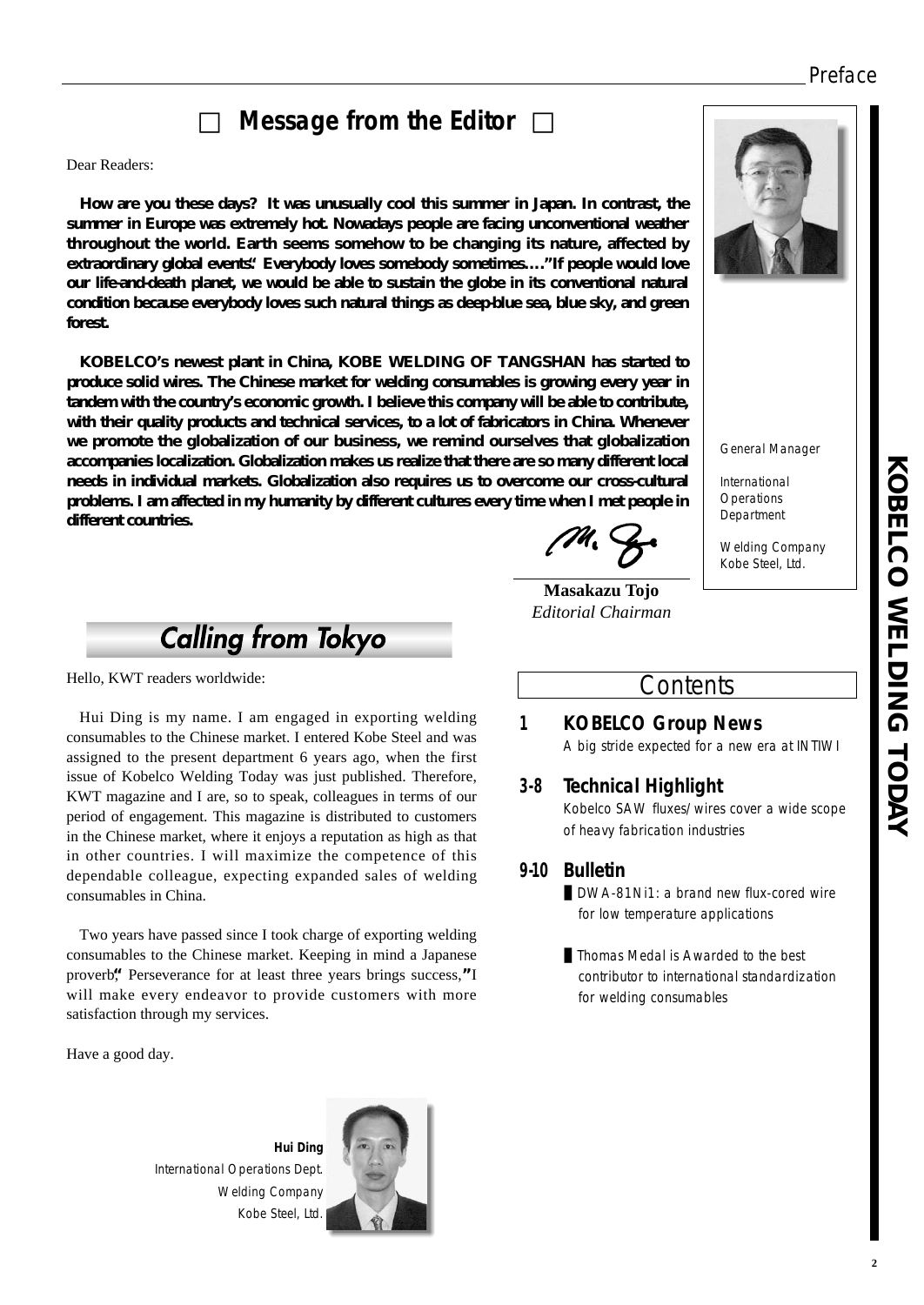## Message from the Editor

Dear Readers:

**How are you these days? It was unusually cool this summer in Japan. In contrast, the summer in Europe was extremely hot. Nowadays people are facing unconventional weather throughout the world. Earth seems somehow to be changing its nature, affected by extraordinary global events."Everybody loves somebody sometimes...."If people would love our life-and-death planet, we would be able to sustain the globe in its conventional natural condition because everybody loves such natural things as deep-blue sea, blue sky, and green forest.**

**KOBELCO's newest plant in China, KOBE WELDING OF TANGSHAN has started to produce solid wires. The Chinese market for welding consumables is growing every year in tandem with the country's economic growth. I believe this company will be able to contribute, with their quality products and technical services, to a lot of fabricators in China. Whenever we promote the globalization of our business, we remind ourselves that globalization accompanies localization. Globalization makes us realize that there are so many different local needs in individual markets. Globalization also requires us to overcome our cross-cultural problems. I am affected in my humanity by different cultures every time when I met people in different countries.**

**Masakazu Tojo**
*Editorial Chairman*

*General Manager*

*International Operations Department*

*Welding Company*
*Kobe Steel, Ltd.*

## Calling from Tokyo

Hello, KWT readers worldwide:

Hui Ding is my name. I am engaged in exporting welding consumables to the Chinese market. I entered Kobe Steel and was assigned to the present department 6 years ago, when the first issue of Kobelco Welding Today was just published. Therefore, KWT magazine and I are, so to speak, colleagues in terms of our period of engagement. This magazine is distributed to customers in the Chinese market, where it enjoys a reputation as high as that in other countries. I will maximize the competence of this dependable colleague, expecting expanded sales of welding consumables in China.

Two years have passed since I took charge of exporting welding consumables to the Chinese market. Keeping in mind a Japanese proverb," Perseverance for at least three years brings success,"I will make every endeavor to provide customers with more satisfaction through my services.

Have a good day.

**Hui Ding**
*International Operations Dept.*
*Welding Company*
*Kobe Steel, Ltd.*

## Contents

**1 KOBELCO Group News**
A big stride expected for a new era at INTIWI

**3-8 Technical Highlight**
Kobelco SAW fluxes/wires cover a wide scope of heavy fabrication industries

**9-10 Bulletin**
- DWA-81Ni1: a brand new flux-cored wire for low temperature applications
- Thomas Medal is Awarded to the best contributor to international standardization for welding consumables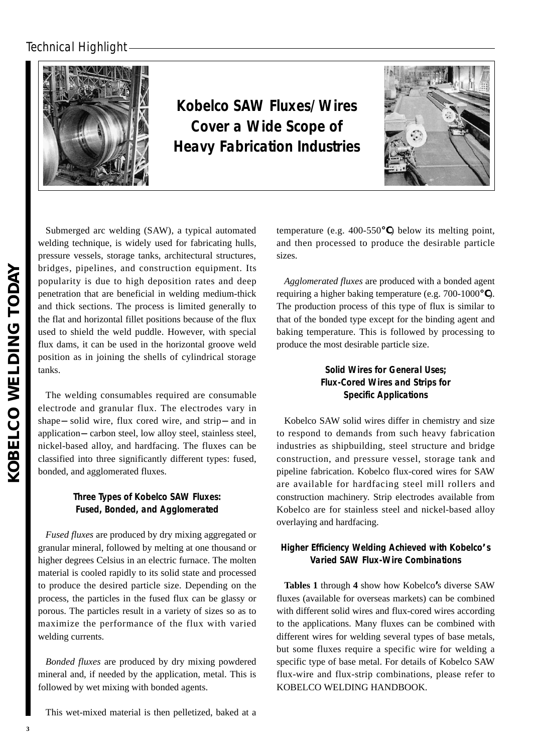# Kobelco SAW Fluxes/Wires Cover a Wide Scope of Heavy Fabrication Industries

Submerged arc welding (SAW), a typical automated welding technique, is widely used for fabricating hulls, pressure vessels, storage tanks, architectural structures, bridges, pipelines, and construction equipment. Its popularity is due to high deposition rates and deep penetration that are beneficial in welding medium-thick and thick sections. The process is limited generally to the flat and horizontal fillet positions because of the flux used to shield the weld puddle. However, with special flux dams, it can be used in the horizontal groove weld position as in joining the shells of cylindrical storage tanks.

The welding consumables required are consumable electrode and granular flux. The electrodes vary in shape—solid wire, flux cored wire, and strip—and in application—carbon steel, low alloy steel, stainless steel, nickel-based alloy, and hardfacing. The fluxes can be classified into three significantly different types: fused, bonded, and agglomerated fluxes.

### Three Types of Kobelco SAW Fluxes: Fused, Bonded, and Agglomerated

*Fused fluxes* are produced by dry mixing aggregated or granular mineral, followed by melting at one thousand or higher degrees Celsius in an electric furnace. The molten material is cooled rapidly to its solid state and processed to produce the desired particle size. Depending on the process, the particles in the fused flux can be glassy or porous. The particles result in a variety of sizes so as to maximize the performance of the flux with varied welding currents.

*Bonded fluxes* are produced by dry mixing powdered mineral and, if needed by the application, metal. This is followed by wet mixing with bonded agents.

This wet-mixed material is then pelletized, baked at a temperature (e.g. 400-550°C) below its melting point, and then processed to produce the desirable particle sizes.

*Agglomerated fluxes* are produced with a bonded agent requiring a higher baking temperature (e.g. 700-1000°C). The production process of this type of flux is similar to that of the bonded type except for the binding agent and baking temperature. This is followed by processing to produce the most desirable particle size.

### Solid Wires for General Uses; Flux-Cored Wires and Strips for Specific Applications

Kobelco SAW solid wires differ in chemistry and size to respond to demands from such heavy fabrication industries as shipbuilding, steel structure and bridge construction, and pressure vessel, storage tank and pipeline fabrication. Kobelco flux-cored wires for SAW are available for hardfacing steel mill rollers and construction machinery. Strip electrodes available from Kobelco are for stainless steel and nickel-based alloy overlaying and hardfacing.

### Higher Efficiency Welding Achieved with Kobelco's Varied SAW Flux-Wire Combinations

**Tables 1** through **4** show how Kobelco's diverse SAW fluxes (available for overseas markets) can be combined with different solid wires and flux-cored wires according to the applications. Many fluxes can be combined with different wires for welding several types of base metals, but some fluxes require a specific wire for welding a specific type of base metal. For details of Kobelco SAW flux-wire and flux-strip combinations, please refer to KOBELCO WELDING HANDBOOK.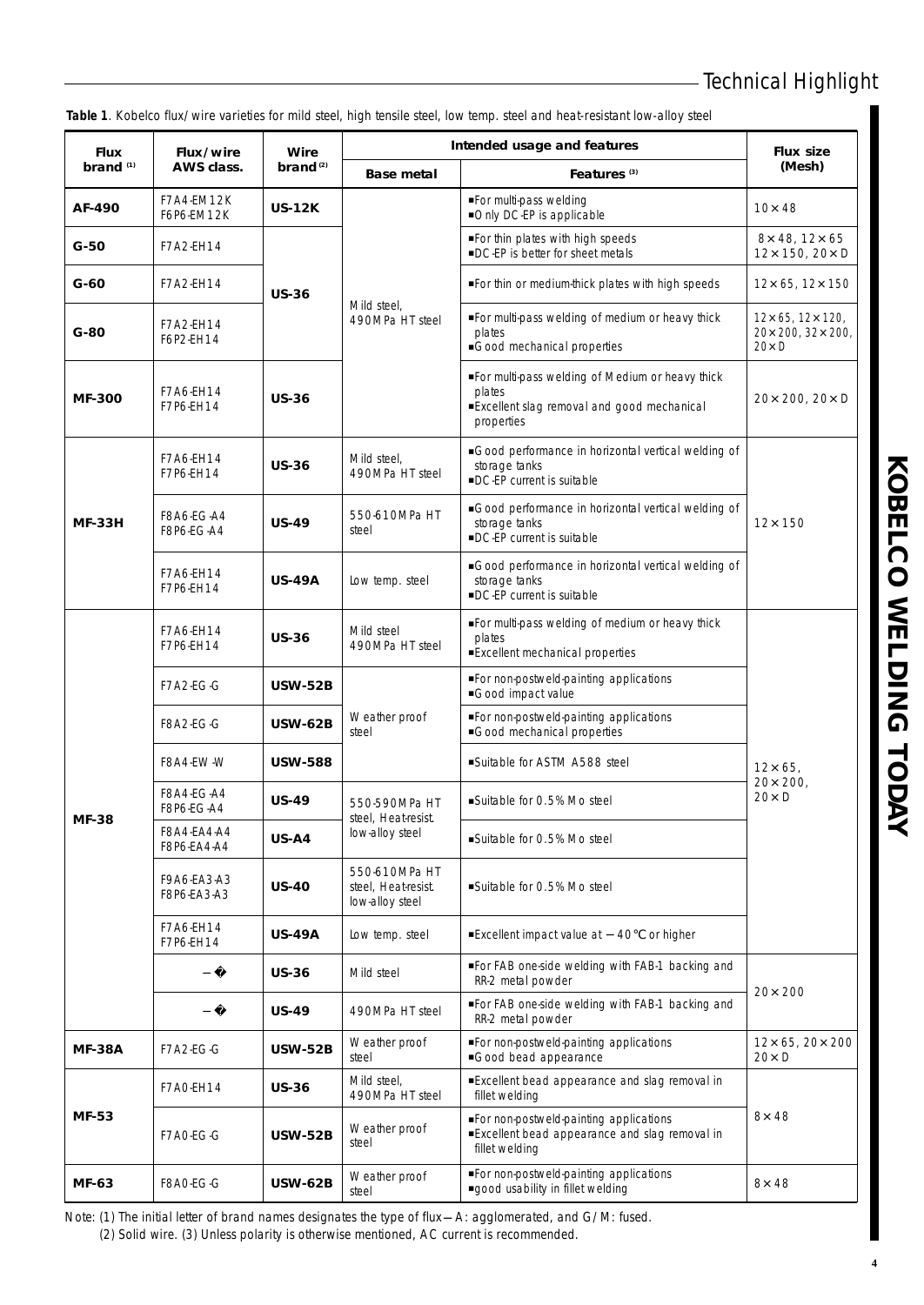**Table 1**. Kobelco flux/wire varieties for mild steel, high tensile steel, low temp. steel and heat-resistant low-alloy steel

| Flux brand [1] | Flux/wire AWS class. | Wire brand [2] | Intended usage and features | | Flux size (Mesh) |
|---|---|---|---|---|---|
| | | | Base metal | Features [3] | |
| **AF-490** | F7A4-EM12K F6P6-EM12K | **US-12K** | Mild steel, 490MPa HT steel | ■For multi-pass welding ■Only DC-EP is applicable | 10×48 |
| **G-50** | F7A2-EH14 | **US-36** | Mild steel, 490MPa HT steel | ■For thin plates with high speeds ■DC-EP is better for sheet metals | 8×48, 12×65 12×150, 20×D |
| **G-60** | F7A2-EH14 | **US-36** | Mild steel, 490MPa HT steel | ■For thin or medium-thick plates with high speeds | 12×65, 12×150 |
| **G-80** | F7A2-EH14 F6P2-EH14 | **US-36** | Mild steel, 490MPa HT steel | ■For multi-pass welding of medium or heavy thick plates ■Good mechanical properties | 12×65, 12×120, 20×200, 32×200, 20×D |
| **MF-300** | F7A6-EH14 F7P6-EH14 | **US-36** | Mild steel, 490MPa HT steel | ■For multi-pass welding of Medium or heavy thick plates ■Excellent slag removal and good mechanical properties | 20×200, 20×D |
| **MF-33H** | F7A6-EH14 F7P6-EH14 | **US-36** | Mild steel, 490MPa HT steel | ■Good performance in horizontal vertical welding of storage tanks ■DC-EP current is suitable | 12×150 |
| | F8A6-EG-A4 F8P6-EG-A4 | **US-49** | 550-610MPa HT steel | ■Good performance in horizontal vertical welding of storage tanks ■DC-EP current is suitable | |
| | F7A6-EH14 F7P6-EH14 | **US-49A** | Low temp. steel | ■Good performance in horizontal vertical welding of storage tanks ■DC-EP current is suitable | |
| **MF-38** | F7A6-EH14 F7P6-EH14 | **US-36** | Mild steel 490MPa HT steel | ■For multi-pass welding of medium or heavy thick plates ■Excellent mechanical properties | 12×65, 20×200, 20×D |
| | F7A2-EG-G | **USW-52B** | Weather proof steel | ■For non-postweld-painting applications ■Good impact value | |
| | F8A2-EG-G | **USW-62B** | Weather proof steel | ■For non-postweld-painting applications ■Good mechanical properties | |
| | F8A4-EW-W | **USW-588** | Weather proof steel | ■Suitable for ASTM A588 steel | |
| | F8A4-EG-A4 F8P6-EG-A4 | **US-49** | 550-590MPa HT steel, Heat-resist. low-alloy steel | ■Suitable for 0.5% Mo steel | |
| | F8A4-EA4-A4 F8P6-EA4-A4 | **US-A4** | 550-590MPa HT steel, Heat-resist. low-alloy steel | ■Suitable for 0.5% Mo steel | |
| | F9A6-EA3-A3 F8P6-EA3-A3 | **US-40** | 550-610MPa HT steel, Heat-resist. low-alloy steel | ■Suitable for 0.5% Mo steel | |
| | F7A6-EH14 F7P6-EH14 | **US-49A** | Low temp. steel | ■Excellent impact value at −40℃ or higher | |
| | − | **US-36** | Mild steel | ■For FAB one-side welding with FAB-1 backing and RR-2 metal powder | 20×200 |
| | − | **US-49** | 490MPa HT steel | ■For FAB one-side welding with FAB-1 backing and RR-2 metal powder | |
| **MF-38A** | F7A2-EG-G | **USW-52B** | Weather proof steel | ■For non-postweld-painting applications ■Good bead appearance | 12×65, 20×200 20×D |
| **MF-53** | F7A0-EH14 | **US-36** | Mild steel, 490MPa HT steel | ■Excellent bead appearance and slag removal in fillet welding | 8×48 |
| | F7A0-EG-G | **USW-52B** | Weather proof steel | ■For non-postweld-painting applications ■Excellent bead appearance and slag removal in fillet welding | |
| **MF-63** | F8A0-EG-G | **USW-62B** | Weather proof steel | ■For non-postweld-painting applications ■good usability in fillet welding | 8×48 |

Note: (1) The initial letter of brand names designates the type of flux—A: agglomerated, and G/M: fused.
(2) Solid wire. (3) Unless polarity is otherwise mentioned, AC current is recommended.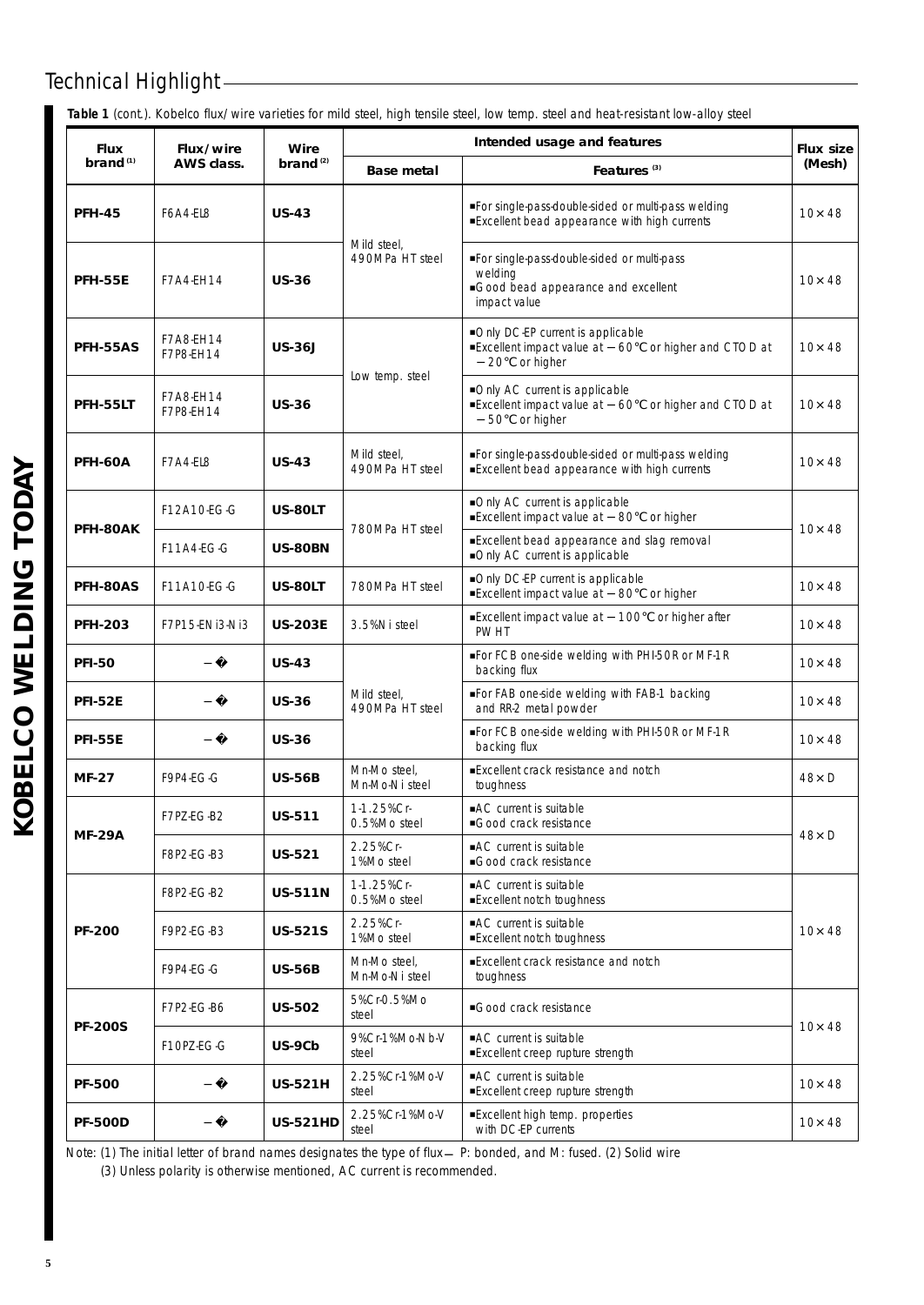## Technical Highlight

**Table 1** (cont.). Kobelco flux/wire varieties for mild steel, high tensile steel, low temp. steel and heat-resistant low-alloy steel

| Flux brand (1) | Flux/wire AWS class. | Wire brand (2) | Intended usage and features | | Flux size (Mesh) |
|---|---|---|---|---|---|
| | | | Base metal | Features (3) | |
| **PFH-45** | F6A4-EL8 | **US-43** | Mild steel, 490MPa HT steel | ■For single-pass-double-sided or multi-pass welding ■Excellent bead appearance with high currents | 10×48 |
| **PFH-55E** | F7A4-EH14 | **US-36** | Mild steel, 490MPa HT steel | ■For single-pass-double-sided or multi-pass welding ■Good bead appearance and excellent impact value | 10×48 |
| **PFH-55AS** | F7A8-EH14 F7P8-EH14 | **US-36J** | Low temp. steel | ■Only DC-EP current is applicable ■Excellent impact value at −60℃ or higher and CTOD at −20℃ or higher | 10×48 |
| **PFH-55LT** | F7A8-EH14 F7P8-EH14 | **US-36** | Low temp. steel | ■Only AC current is applicable ■Excellent impact value at −60℃ or higher and CTOD at −50℃ or higher | 10×48 |
| **PFH-60A** | F7A4-EL8 | **US-43** | Mild steel, 490MPa HT steel | ■For single-pass-double-sided or multi-pass welding ■Excellent bead appearance with high currents | 10×48 |
| **PFH-80AK** | F12A10-EG-G | **US-80LT** | 780MPa HT steel | ■Only AC current is applicable ■Excellent impact value at −80℃ or higher | 10×48 |
| | F11A4-EG-G | **US-80BN** | 780MPa HT steel | ■Excellent bead appearance and slag removal ■Only AC current is applicable | 10×48 |
| **PFH-80AS** | F11A10-EG-G | **US-80LT** | 780MPa HT steel | ■Only DC-EP current is applicable ■Excellent impact value at −80℃ or higher | 10×48 |
| **PFH-203** | F7P15-ENi3-Ni3 | **US-203E** | 3.5%Ni steel | ■Excellent impact value at −100℃ or higher after PWHT | 10×48 |
| **PFI-50** | − | **US-43** | Mild steel, 490MPa HT steel | ■For FCB one-side welding with PHI-50R or MF-1R backing flux | 10×48 |
| **PFI-52E** | − | **US-36** | Mild steel, 490MPa HT steel | ■For FAB one-side welding with FAB-1 backing and RR-2 metal powder | 10×48 |
| **PFI-55E** | − | **US-36** | Mild steel, 490MPa HT steel | ■For FCB one-side welding with PHI-50R or MF-1R backing flux | 10×48 |
| **MF-27** | F9P4-EG-G | **US-56B** | Mn-Mo steel, Mn-Mo-Ni steel | ■Excellent crack resistance and notch toughness | 48×D |
| **MF-29A** | F7PZ-EG-B2 | **US-511** | 1-1.25%Cr-0.5%Mo steel | ■AC current is suitable ■Good crack resistance | 48×D |
| | F8P2-EG-B3 | **US-521** | 2.25%Cr-1%Mo steel | ■AC current is suitable ■Good crack resistance | 48×D |
| **PF-200** | F8P2-EG-B2 | **US-511N** | 1-1.25%Cr-0.5%Mo steel | ■AC current is suitable ■Excellent notch toughness | 10×48 |
| | F9P2-EG-B3 | **US-521S** | 2.25%Cr-1%Mo steel | ■AC current is suitable ■Excellent notch toughness | 10×48 |
| | F9P4-EG-G | **US-56B** | Mn-Mo steel, Mn-Mo-Ni steel | ■Excellent crack resistance and notch toughness | 10×48 |
| **PF-200S** | F7P2-EG-B6 | **US-502** | 5%Cr-0.5%Mo steel | ■Good crack resistance | 10×48 |
| | F10PZ-EG-G | **US-9Cb** | 9%Cr-1%Mo-Nb-V steel | ■AC current is suitable ■Excellent creep rupture strength | 10×48 |
| **PF-500** | − | **US-521H** | 2.25%Cr-1%Mo-V steel | ■AC current is suitable ■Excellent creep rupture strength | 10×48 |
| **PF-500D** | − | **US-521HD** | 2.25%Cr-1%Mo-V steel | ■Excellent high temp. properties with DC-EP currents | 10×48 |

Note: (1) The initial letter of brand names designates the type of flux— P: bonded, and M: fused. (2) Solid wire
(3) Unless polarity is otherwise mentioned, AC current is recommended.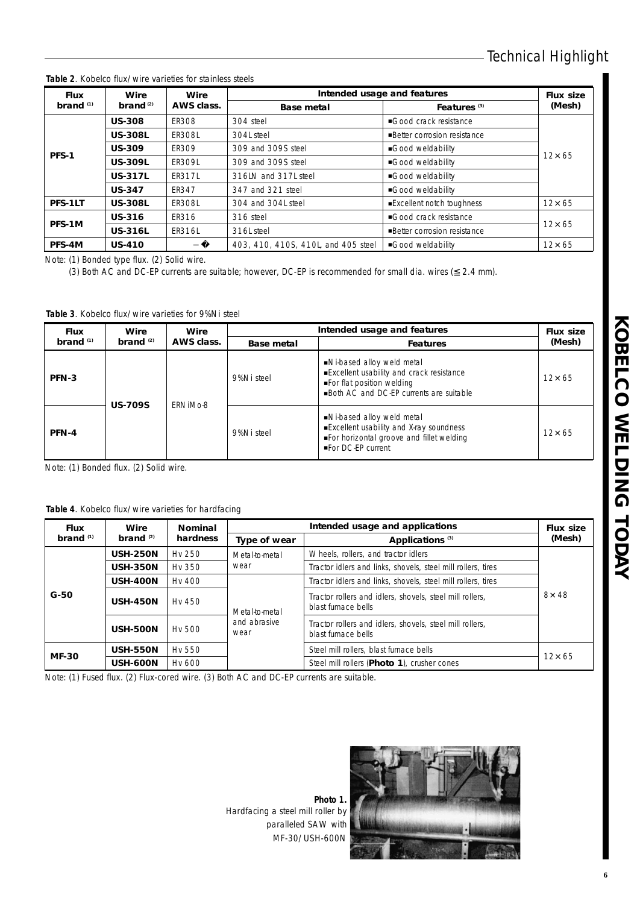**Table 2**. Kobelco flux/wire varieties for stainless steels

| Flux brand [1] | Wire brand [2] | Wire AWS class. | Intended usage and features | | Flux size (Mesh) |
|---|---|---|---|---|---|
| | | | Base metal | Features [3] | |
| PFS-1 | US-308 | ER308 | 304 steel | ■Good crack resistance | 12 × 65 |
| | US-308L | ER308L | 304L steel | ■Better corrosion resistance | |
| | US-309 | ER309 | 309 and 309S steel | ■Good weldability | |
| | US-309L | ER309L | 309 and 309S steel | ■Good weldability | |
| | US-317L | ER317L | 316LN and 317L steel | ■Good weldability | |
| | US-347 | ER347 | 347 and 321 steel | ■Good weldability | |
| PFS-1LT | US-308L | ER308L | 304 and 304L steel | ■Excellent notch toughness | 12 × 65 |
| PFS-1M | US-316 | ER316 | 316 steel | ■Good crack resistance | 12 × 65 |
| | US-316L | ER316L | 316L steel | ■Better corrosion resistance | |
| PFS-4M | US-410 | − | 403, 410, 410S, 410L, and 405 steel | ■Good weldability | 12 × 65 |

Note: (1) Bonded type flux. (2) Solid wire.
(3) Both AC and DC-EP currents are suitable; however, DC-EP is recommended for small dia. wires (≦2.4 mm).

**Table 3**. Kobelco flux/wire varieties for 9%Ni steel

| Flux brand [1] | Wire brand [2] | Wire AWS class. | Intended usage and features | | Flux size (Mesh) |
|---|---|---|---|---|---|
| | | | Base metal | Features | |
| PFN-3 | US-709S | ERNiMo-8 | 9%Ni steel | ■Ni-based alloy weld metal ■Excellent usability and crack resistance ■For flat position welding ■Both AC and DC-EP currents are suitable | 12 × 65 |
| PFN-4 | | | 9%Ni steel | ■Ni-based alloy weld metal ■Excellent usability and X-ray soundness ■For horizontal groove and fillet welding ■For DC-EP current | 12 × 65 |

Note: (1) Bonded flux. (2) Solid wire.

**Table 4**. Kobelco flux/wire varieties for hardfacing

| Flux brand [1] | Wire brand [2] | Nominal hardness | Intended usage and applications | | Flux size (Mesh) |
|---|---|---|---|---|---|
| | | | Type of wear | Applications [3] | |
| G-50 | USH-250N | Hv 250 | Metal-to-metal wear | Wheels, rollers, and tractor idlers | 8 × 48 |
| | USH-350N | Hv 350 | | Tractor idlers and links, shovels, steel mill rollers, tires | |
| | USH-400N | Hv 400 | Metal-to-metal and abrasive wear | Tractor idlers and links, shovels, steel mill rollers, tires | |
| | USH-450N | Hv 450 | | Tractor rollers and idlers, shovels, steel mill rollers, blast furnace bells | |
| | USH-500N | Hv 500 | | Tractor rollers and idlers, shovels, steel mill rollers, blast furnace bells | |
| MF-30 | USH-550N | Hv 550 | | Steel mill rollers, blast furnace bells | 12 × 65 |
| | USH-600N | Hv 600 | | Steel mill rollers (**Photo 1**), crusher cones | |

Note: (1) Fused flux. (2) Flux-cored wire. (3) Both AC and DC-EP currents are suitable.

**Photo 1.** Hardfacing a steel mill roller by paralleled SAW with MF-30/USH-600N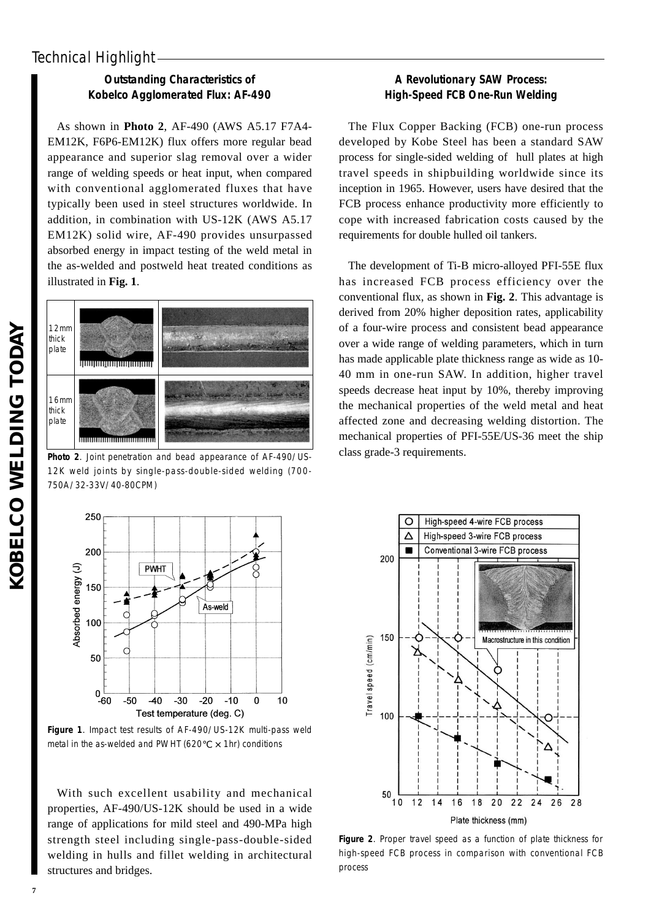## Outstanding Characteristics of Kobelco Agglomerated Flux: AF-490

As shown in **Photo 2**, AF-490 (AWS A5.17 F7A4-EM12K, F6P6-EM12K) flux offers more regular bead appearance and superior slag removal over a wider range of welding speeds or heat input, when compared with conventional agglomerated fluxes that have typically been used in steel structures worldwide. In addition, in combination with US-12K (AWS A5.17 EM12K) solid wire, AF-490 provides unsurpassed absorbed energy in impact testing of the weld metal in the as-welded and postweld heat treated conditions as illustrated in **Fig. 1**.

**Photo 2**. Joint penetration and bead appearance of AF-490/US-12K weld joints by single-pass-double-sided welding (700-750A/32-33V/40-80CPM)

**Figure 1**. Impact test results of AF-490/US-12K multi-pass weld metal in the as-welded and PWHT (620℃ × 1hr) conditions

With such excellent usability and mechanical properties, AF-490/US-12K should be used in a wide range of applications for mild steel and 490-MPa high strength steel including single-pass-double-sided welding in hulls and fillet welding in architectural structures and bridges.

## A Revolutionary SAW Process: High-Speed FCB One-Run Welding

The Flux Copper Backing (FCB) one-run process developed by Kobe Steel has been a standard SAW process for single-sided welding of hull plates at high travel speeds in shipbuilding worldwide since its inception in 1965. However, users have desired that the FCB process enhance productivity more efficiently to cope with increased fabrication costs caused by the requirements for double hulled oil tankers.

The development of Ti-B micro-alloyed PFI-55E flux has increased FCB process efficiency over the conventional flux, as shown in **Fig. 2**. This advantage is derived from 20% higher deposition rates, applicability of a four-wire process and consistent bead appearance over a wide range of welding parameters, which in turn has made applicable plate thickness range as wide as 10-40 mm in one-run SAW. In addition, higher travel speeds decrease heat input by 10%, thereby improving the mechanical properties of the weld metal and heat affected zone and decreasing welding distortion. The mechanical properties of PFI-55E/US-36 meet the ship class grade-3 requirements.

**Figure 2**. Proper travel speed as a function of plate thickness for high-speed FCB process in comparison with conventional FCB process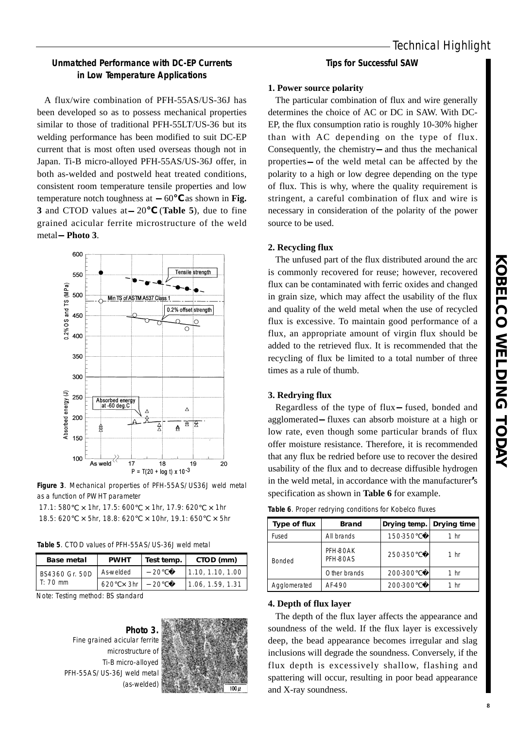## Unmatched Performance with DC-EP Currents in Low Temperature Applications

A flux/wire combination of PFH-55AS/US-36J has been developed so as to possess mechanical properties similar to those of traditional PFH-55LT/US-36 but its welding performance has been modified to suit DC-EP current that is most often used overseas though not in Japan. Ti-B micro-alloyed PFH-55AS/US-36J offer, in both as-welded and postweld heat treated conditions, consistent room temperature tensile properties and low temperature notch toughness at −60℃ as shown in **Fig. 3** and CTOD values at −20℃ (**Table 5**), due to fine grained acicular ferrite microstructure of the weld metal — **Photo 3**.

**Figure 3**. Mechanical properties of PFH-55AS/US36J weld metal as a function of PWHT parameter
17.1: 580℃ × 1hr, 17.5: 600℃ × 1hr, 17.9: 620℃ × 1hr
18.5: 620℃ × 5hr, 18.8: 620℃ × 10hr, 19.1: 650℃ × 5hr

**Table 5**. CTOD values of PFH-55AS/US-36J weld metal

| Base metal | PWHT | Test temp. | CTOD (mm) |
|---|---|---|---|
| BS4360 Gr. 50D T: 70 mm | As-welded | −20℃ | 1.10, 1.10, 1.00 |
| | 620℃ × 3hr | −20℃ | 1.06, 1.59, 1.31 |

Note: Testing method: BS standard

**Photo 3.** Fine grained acicular ferrite microstructure of Ti-B micro-alloyed PFH-55AS/US-36J weld metal (as-welded)

## Tips for Successful SAW

### 1. Power source polarity

The particular combination of flux and wire generally determines the choice of AC or DC in SAW. With DC-EP, the flux consumption ratio is roughly 10-30% higher than with AC depending on the type of flux. Consequently, the chemistry — and thus the mechanical properties — of the weld metal can be affected by the polarity to a high or low degree depending on the type of flux. This is why, where the quality requirement is stringent, a careful combination of flux and wire is necessary in consideration of the polarity of the power source to be used.

### 2. Recycling flux

The unfused part of the flux distributed around the arc is commonly recovered for reuse; however, recovered flux can be contaminated with ferric oxides and changed in grain size, which may affect the usability of the flux and quality of the weld metal when the use of recycled flux is excessive. To maintain good performance of a flux, an appropriate amount of virgin flux should be added to the retrieved flux. It is recommended that the recycling of flux be limited to a total number of three times as a rule of thumb.

### 3. Redrying flux

Regardless of the type of flux — fused, bonded and agglomerated — fluxes can absorb moisture at a high or low rate, even though some particular brands of flux offer moisture resistance. Therefore, it is recommended that any flux be redried before use to recover the desired usability of the flux and to decrease diffusible hydrogen in the weld metal, in accordance with the manufacturer's specification as shown in **Table 6** for example.

**Table 6**. Proper redrying conditions for Kobelco fluxes

| Type of flux | Brand | Drying temp. | Drying time |
|---|---|---|---|
| Fused | All brands | 150-350℃ | 1 hr |
| Bonded | PFH-80AK PFH-80AS | 250-350℃ | 1 hr |
| | Other brands | 200-300℃ | 1 hr |
| Agglomerated | AF-490 | 200-300℃ | 1 hr |

### 4. Depth of flux layer

The depth of the flux layer affects the appearance and soundness of the weld. If the flux layer is excessively deep, the bead appearance becomes irregular and slag inclusions will degrade the soundness. Conversely, if the flux depth is excessively shallow, flashing and spattering will occur, resulting in poor bead appearance and X-ray soundness.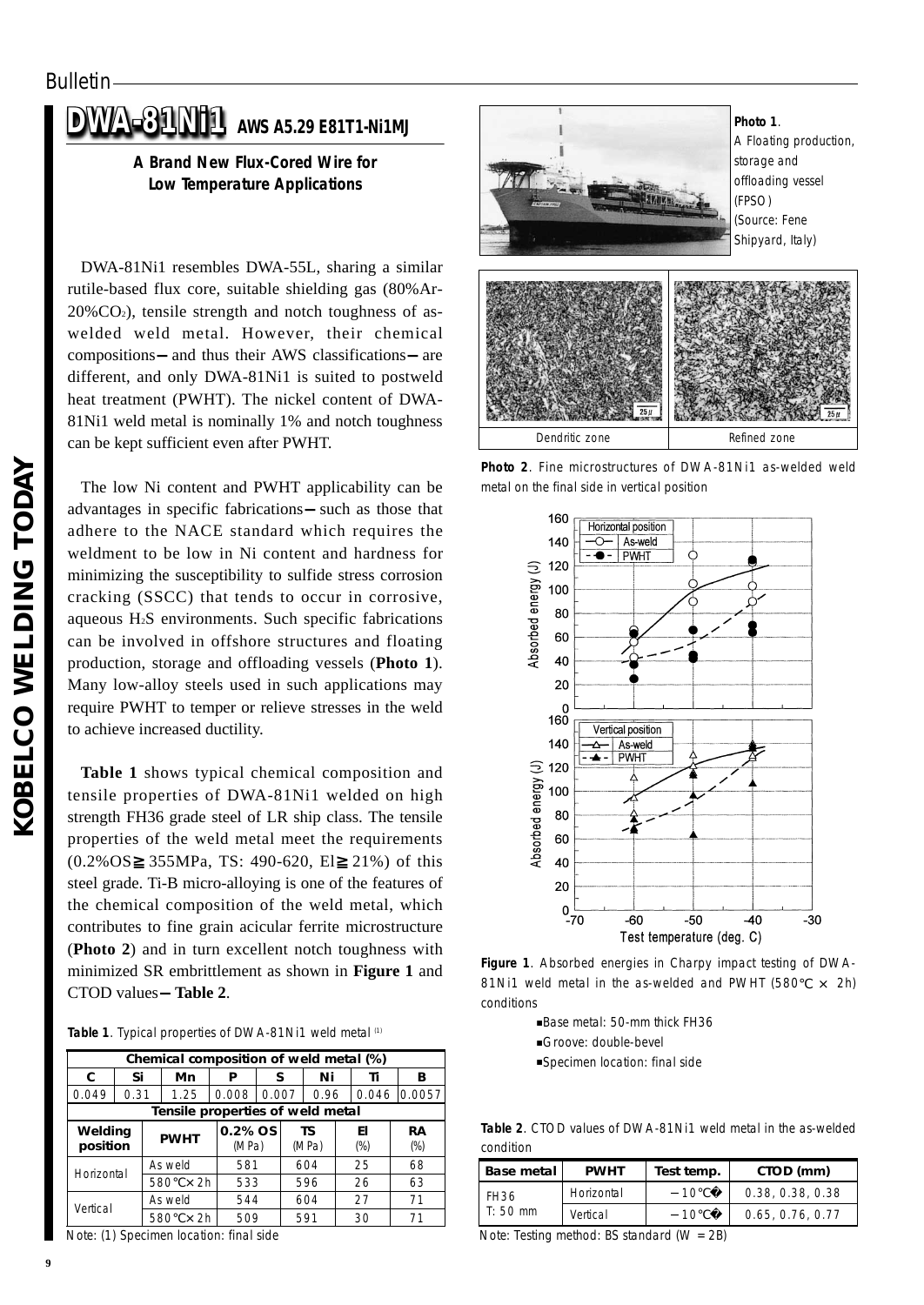# DWA-81Ni1 AWS A5.29 E81T1-Ni1MJ

**A Brand New Flux-Cored Wire for Low Temperature Applications**

DWA-81Ni1 resembles DWA-55L, sharing a similar rutile-based flux core, suitable shielding gas (80%Ar-20%$CO_2$), tensile strength and notch toughness of as-welded weld metal. However, their chemical compositions—and thus their AWS classifications—are different, and only DWA-81Ni1 is suited to postweld heat treatment (PWHT). The nickel content of DWA-81Ni1 weld metal is nominally 1% and notch toughness can be kept sufficient even after PWHT.

The low Ni content and PWHT applicability can be advantages in specific fabrications—such as those that adhere to the NACE standard which requires the weldment to be low in Ni content and hardness for minimizing the susceptibility to sulfide stress corrosion cracking (SSCC) that tends to occur in corrosive, aqueous $H_2S$ environments. Such specific fabrications can be involved in offshore structures and floating production, storage and offloading vessels (**Photo 1**). Many low-alloy steels used in such applications may require PWHT to temper or relieve stresses in the weld to achieve increased ductility.

**Table 1** shows typical chemical composition and tensile properties of DWA-81Ni1 welded on high strength FH36 grade steel of LR ship class. The tensile properties of the weld metal meet the requirements (0.2%OS≧355MPa, TS: 490-620, El≧21%) of this steel grade. Ti-B micro-alloying is one of the features of the chemical composition of the weld metal, which contributes to fine grain acicular ferrite microstructure (**Photo 2**) and in turn excellent notch toughness with minimized SR embrittlement as shown in **Figure 1** and CTOD values—**Table 2**.

**Table 1**. Typical properties of DWA-81Ni1 weld metal [1]

| Chemical composition of weld metal (%) | | | | | | | |
|---|---|---|---|---|---|---|---|
| C | Si | Mn | P | S | Ni | Ti | B |
| 0.049 | 0.31 | 1.25 | 0.008 | 0.007 | 0.96 | 0.046 | 0.0057 |

| Tensile properties of weld metal | | | | | |
|---|---|---|---|---|---|
| Welding position | PWHT | 0.2% OS (MPa) | TS (MPa) | El (%) | RA (%) |
| Horizontal | As weld | 581 | 604 | 25 | 68 |
| | 580℃×2h | 533 | 596 | 26 | 63 |
| Vertical | As weld | 544 | 604 | 27 | 71 |
| | 580℃×2h | 509 | 591 | 30 | 71 |

Note: (1) Specimen location: final side

**Photo 1**. A Floating production, storage and offloading vessel (FPSO) (Source: Fene Shipyard, Italy)

Dendritic zone | Refined zone

**Photo 2**. Fine microstructures of DWA-81Ni1 as-welded weld metal on the final side in vertical position

**Figure 1**. Absorbed energies in Charpy impact testing of DWA-81Ni1 weld metal in the as-welded and PWHT (580℃ × 2h) conditions

- Base metal: 50-mm thick FH36
- Groove: double-bevel
- Specimen location: final side

**Table 2**. CTOD values of DWA-81Ni1 weld metal in the as-welded condition

| Base metal | PWHT | Test temp. | CTOD (mm) |
|---|---|---|---|
| FH36 T: 50 mm | Horizontal | −10℃ | 0.38, 0.38, 0.38 |
| | Vertical | −10℃ | 0.65, 0.76, 0.77 |

Note: Testing method: BS standard (W = 2B)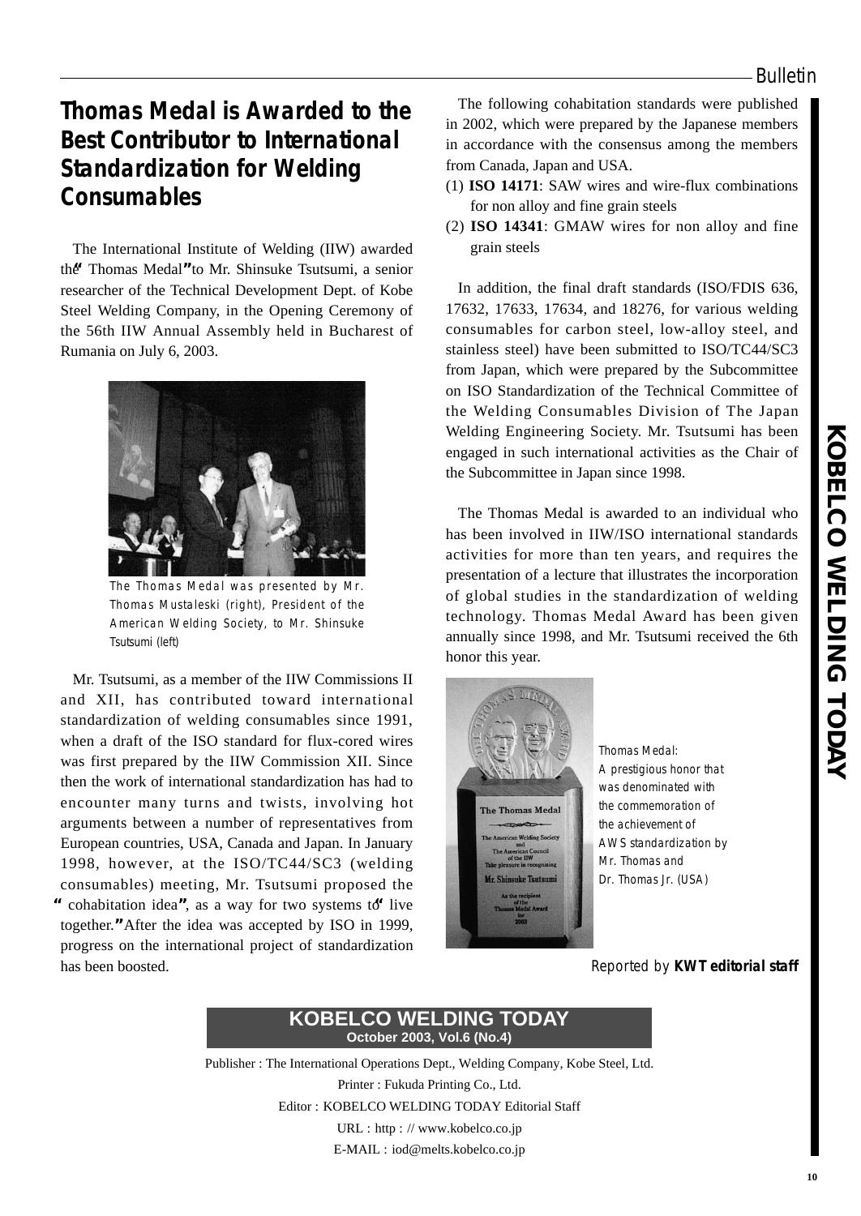## Thomas Medal is Awarded to the Best Contributor to International Standardization for Welding Consumables

The International Institute of Welding (IIW) awarded the "Thomas Medal" to Mr. Shinsuke Tsutsumi, a senior researcher of the Technical Development Dept. of Kobe Steel Welding Company, in the Opening Ceremony of the 56th IIW Annual Assembly held in Bucharest of Rumania on July 6, 2003.

The Thomas Medal was presented by Mr. Thomas Mustaleski (right), President of the American Welding Society, to Mr. Shinsuke Tsutsumi (left)

Mr. Tsutsumi, as a member of the IIW Commissions II and XII, has contributed toward international standardization of welding consumables since 1991, when a draft of the ISO standard for flux-cored wires was first prepared by the IIW Commission XII. Since then the work of international standardization has had to encounter many turns and twists, involving hot arguments between a number of representatives from European countries, USA, Canada and Japan. In January 1998, however, at the ISO/TC44/SC3 (welding consumables) meeting, Mr. Tsutsumi proposed the "cohabitation idea", as a way for two systems to "live together." After the idea was accepted by ISO in 1999, progress on the international project of standardization has been boosted.

The following cohabitation standards were published in 2002, which were prepared by the Japanese members in accordance with the consensus among the members from Canada, Japan and USA.

(1) **ISO 14171**: SAW wires and wire-flux combinations for non alloy and fine grain steels
(2) **ISO 14341**: GMAW wires for non alloy and fine grain steels

In addition, the final draft standards (ISO/FDIS 636, 17632, 17633, 17634, and 18276, for various welding consumables for carbon steel, low-alloy steel, and stainless steel) have been submitted to ISO/TC44/SC3 from Japan, which were prepared by the Subcommittee on ISO Standardization of the Technical Committee of the Welding Consumables Division of The Japan Welding Engineering Society. Mr. Tsutsumi has been engaged in such international activities as the Chair of the Subcommittee in Japan since 1998.

The Thomas Medal is awarded to an individual who has been involved in IIW/ISO international standards activities for more than ten years, and requires the presentation of a lecture that illustrates the incorporation of global studies in the standardization of welding technology. Thomas Medal Award has been given annually since 1998, and Mr. Tsutsumi received the 6th honor this year.

Thomas Medal: A prestigious honor that was denominated with the commemoration of the achievement of AWS standardization by Mr. Thomas and Dr. Thomas Jr. (USA)

Reported by **KWT editorial staff**

**KOBELCO WELDING TODAY**
**October 2003, Vol.6 (No.4)**

Publisher : The International Operations Dept., Welding Company, Kobe Steel, Ltd.
Printer : Fukuda Printing Co., Ltd.
Editor : KOBELCO WELDING TODAY Editorial Staff
URL : http : // www.kobelco.co.jp
E-MAIL : iod@melts.kobelco.co.jp